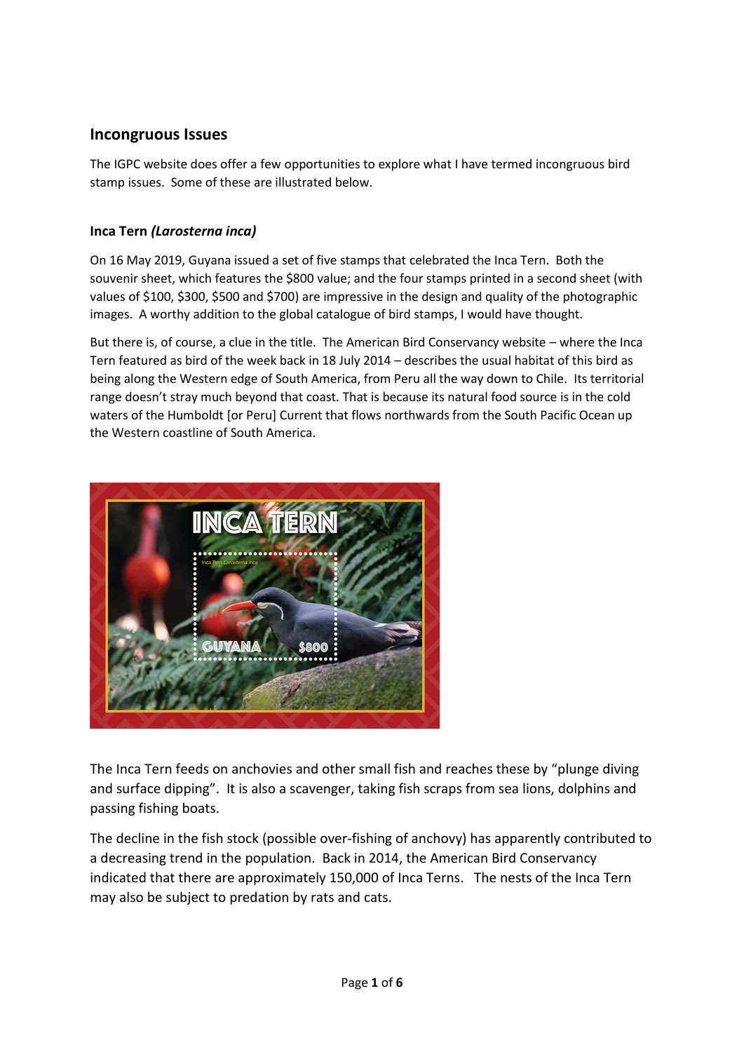## Incongruous Issues

The IGPC website does offer a few opportunities to explore what I have termed incongruous bird stamp issues. Some of these are illustrated below.

### Inca Tern *(Larosterna inca)*

On 16 May 2019, Guyana issued a set of five stamps that celebrated the Inca Tern. Both the souvenir sheet, which features the $800 value; and the four stamps printed in a second sheet (with values of $100, $300, $500 and $700) are impressive in the design and quality of the photographic images. A worthy addition to the global catalogue of bird stamps, I would have thought.

But there is, of course, a clue in the title. The American Bird Conservancy website – where the Inca Tern featured as bird of the week back in 18 July 2014 – describes the usual habitat of this bird as being along the Western edge of South America, from Peru all the way down to Chile. Its territorial range doesn't stray much beyond that coast. That is because its natural food source is in the cold waters of the Humboldt [or Peru] Current that flows northwards from the South Pacific Ocean up the Western coastline of South America.

The Inca Tern feeds on anchovies and other small fish and reaches these by "plunge diving and surface dipping". It is also a scavenger, taking fish scraps from sea lions, dolphins and passing fishing boats.

The decline in the fish stock (possible over-fishing of anchovy) has apparently contributed to a decreasing trend in the population. Back in 2014, the American Bird Conservancy indicated that there are approximately 150,000 of Inca Terns. The nests of the Inca Tern may also be subject to predation by rats and cats.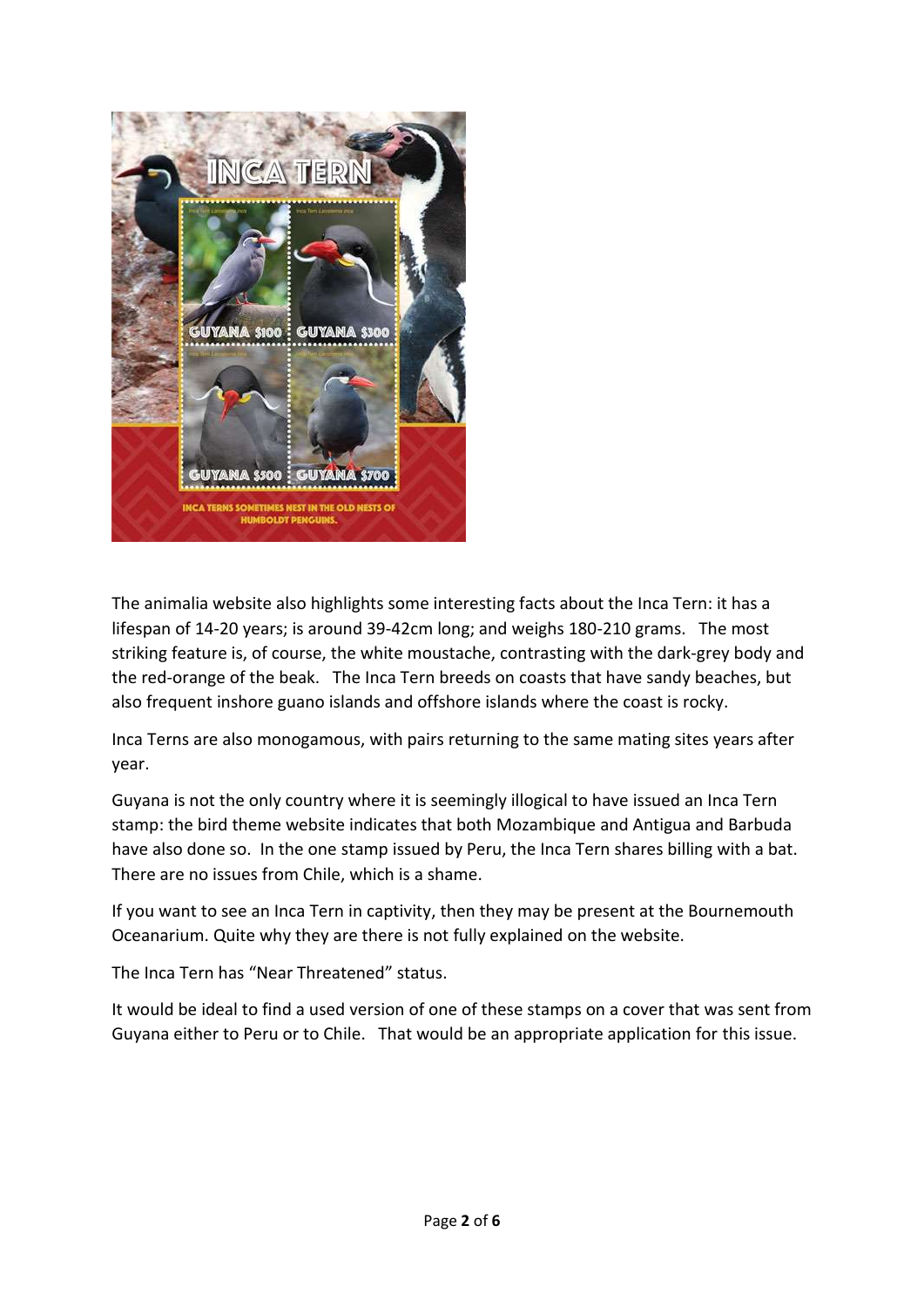The animalia website also highlights some interesting facts about the Inca Tern: it has a lifespan of 14-20 years; is around 39-42cm long; and weighs 180-210 grams. The most striking feature is, of course, the white moustache, contrasting with the dark-grey body and the red-orange of the beak. The Inca Tern breeds on coasts that have sandy beaches, but also frequent inshore guano islands and offshore islands where the coast is rocky.

Inca Terns are also monogamous, with pairs returning to the same mating sites years after year.

Guyana is not the only country where it is seemingly illogical to have issued an Inca Tern stamp: the bird theme website indicates that both Mozambique and Antigua and Barbuda have also done so. In the one stamp issued by Peru, the Inca Tern shares billing with a bat. There are no issues from Chile, which is a shame.

If you want to see an Inca Tern in captivity, then they may be present at the Bournemouth Oceanarium. Quite why they are there is not fully explained on the website.

The Inca Tern has "Near Threatened" status.

It would be ideal to find a used version of one of these stamps on a cover that was sent from Guyana either to Peru or to Chile. That would be an appropriate application for this issue.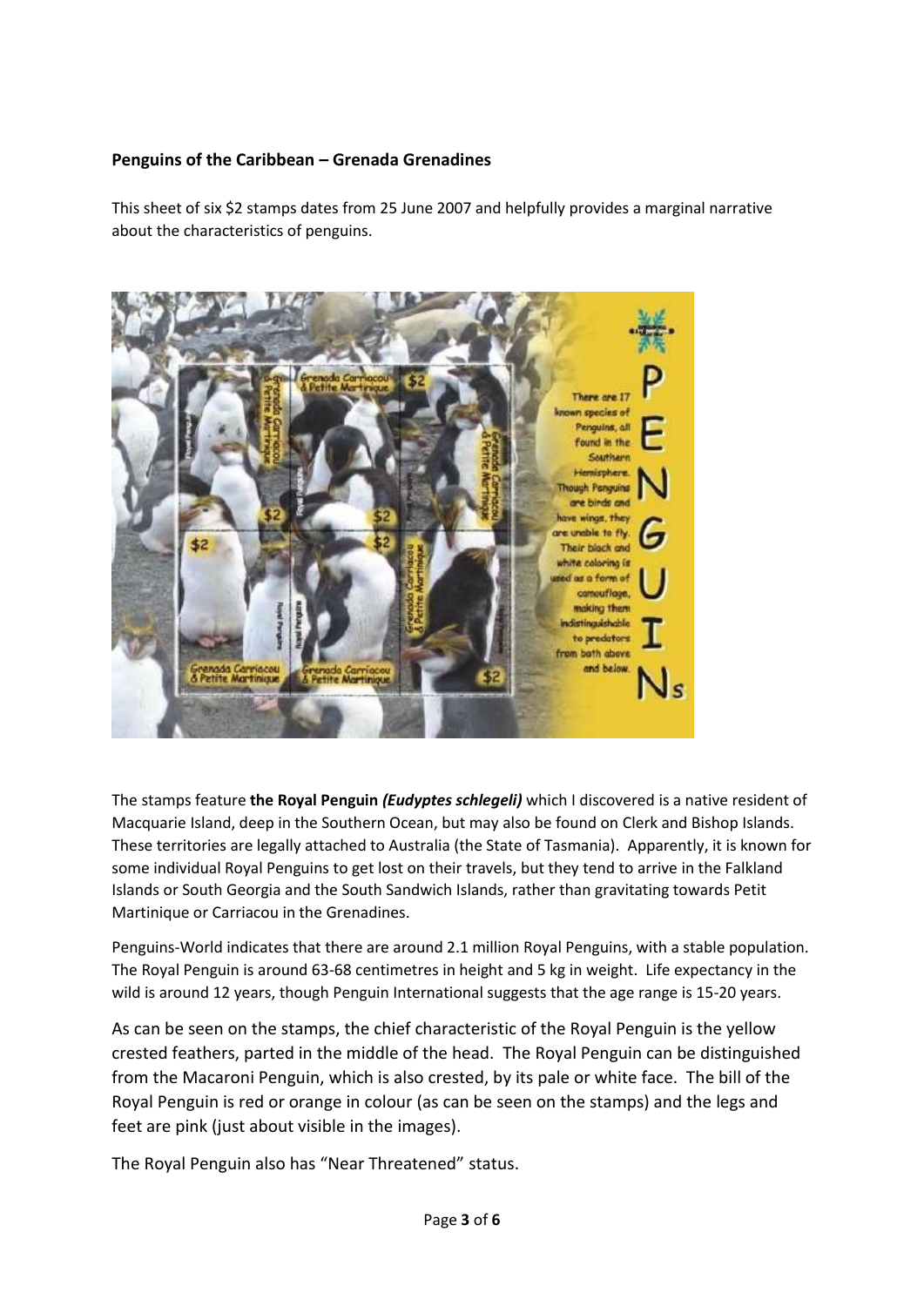**Penguins of the Caribbean – Grenada Grenadines**

This sheet of six $2 stamps dates from 25 June 2007 and helpfully provides a marginal narrative about the characteristics of penguins.

The stamps feature **the Royal Penguin *(Eudyptes schlegeli)*** which I discovered is a native resident of Macquarie Island, deep in the Southern Ocean, but may also be found on Clerk and Bishop Islands. These territories are legally attached to Australia (the State of Tasmania). Apparently, it is known for some individual Royal Penguins to get lost on their travels, but they tend to arrive in the Falkland Islands or South Georgia and the South Sandwich Islands, rather than gravitating towards Petit Martinique or Carriacou in the Grenadines.

Penguins-World indicates that there are around 2.1 million Royal Penguins, with a stable population. The Royal Penguin is around 63-68 centimetres in height and 5 kg in weight. Life expectancy in the wild is around 12 years, though Penguin International suggests that the age range is 15-20 years.

As can be seen on the stamps, the chief characteristic of the Royal Penguin is the yellow crested feathers, parted in the middle of the head. The Royal Penguin can be distinguished from the Macaroni Penguin, which is also crested, by its pale or white face. The bill of the Royal Penguin is red or orange in colour (as can be seen on the stamps) and the legs and feet are pink (just about visible in the images).

The Royal Penguin also has "Near Threatened" status.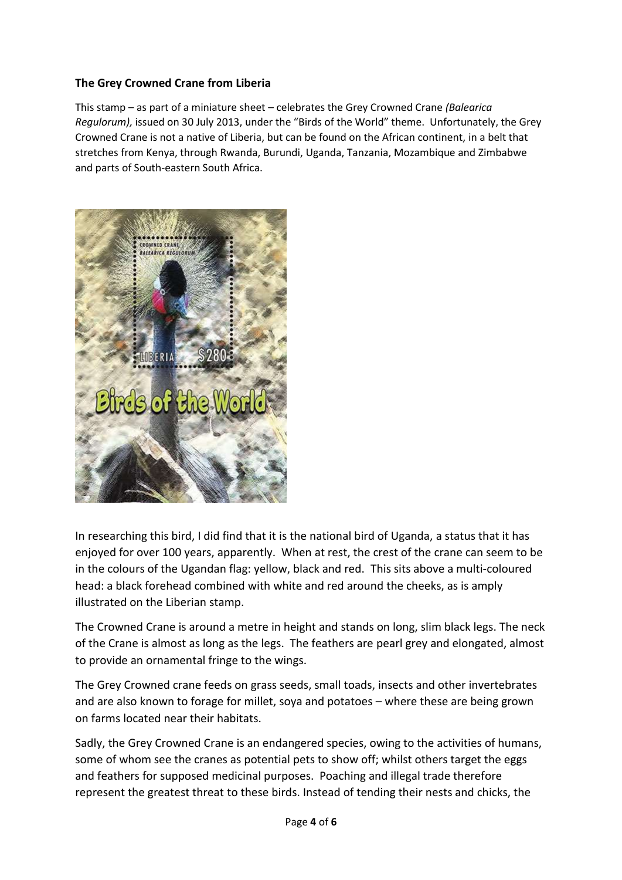**The Grey Crowned Crane from Liberia**

This stamp – as part of a miniature sheet – celebrates the Grey Crowned Crane *(Balearica Regulorum),* issued on 30 July 2013, under the "Birds of the World" theme. Unfortunately, the Grey Crowned Crane is not a native of Liberia, but can be found on the African continent, in a belt that stretches from Kenya, through Rwanda, Burundi, Uganda, Tanzania, Mozambique and Zimbabwe and parts of South-eastern South Africa.

In researching this bird, I did find that it is the national bird of Uganda, a status that it has enjoyed for over 100 years, apparently. When at rest, the crest of the crane can seem to be in the colours of the Ugandan flag: yellow, black and red. This sits above a multi-coloured head: a black forehead combined with white and red around the cheeks, as is amply illustrated on the Liberian stamp.

The Crowned Crane is around a metre in height and stands on long, slim black legs. The neck of the Crane is almost as long as the legs. The feathers are pearl grey and elongated, almost to provide an ornamental fringe to the wings.

The Grey Crowned crane feeds on grass seeds, small toads, insects and other invertebrates and are also known to forage for millet, soya and potatoes – where these are being grown on farms located near their habitats.

Sadly, the Grey Crowned Crane is an endangered species, owing to the activities of humans, some of whom see the cranes as potential pets to show off; whilst others target the eggs and feathers for supposed medicinal purposes. Poaching and illegal trade therefore represent the greatest threat to these birds. Instead of tending their nests and chicks, the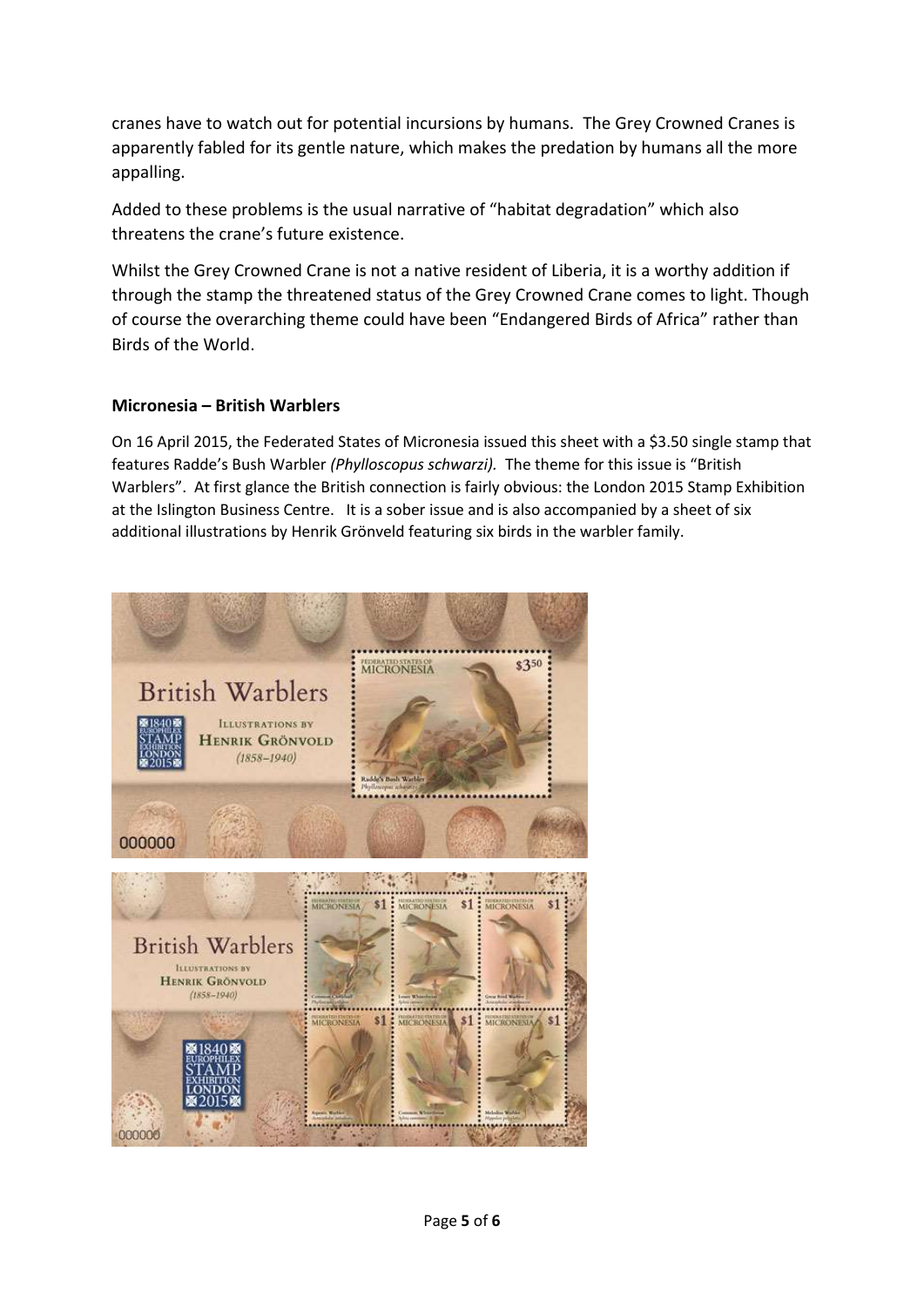cranes have to watch out for potential incursions by humans. The Grey Crowned Cranes is apparently fabled for its gentle nature, which makes the predation by humans all the more appalling.

Added to these problems is the usual narrative of "habitat degradation" which also threatens the crane's future existence.

Whilst the Grey Crowned Crane is not a native resident of Liberia, it is a worthy addition if through the stamp the threatened status of the Grey Crowned Crane comes to light. Though of course the overarching theme could have been "Endangered Birds of Africa" rather than Birds of the World.

### Micronesia – British Warblers

On 16 April 2015, the Federated States of Micronesia issued this sheet with a $3.50 single stamp that features Radde's Bush Warbler *(Phylloscopus schwarzi).* The theme for this issue is "British Warblers". At first glance the British connection is fairly obvious: the London 2015 Stamp Exhibition at the Islington Business Centre. It is a sober issue and is also accompanied by a sheet of six additional illustrations by Henrik Grönveld featuring six birds in the warbler family.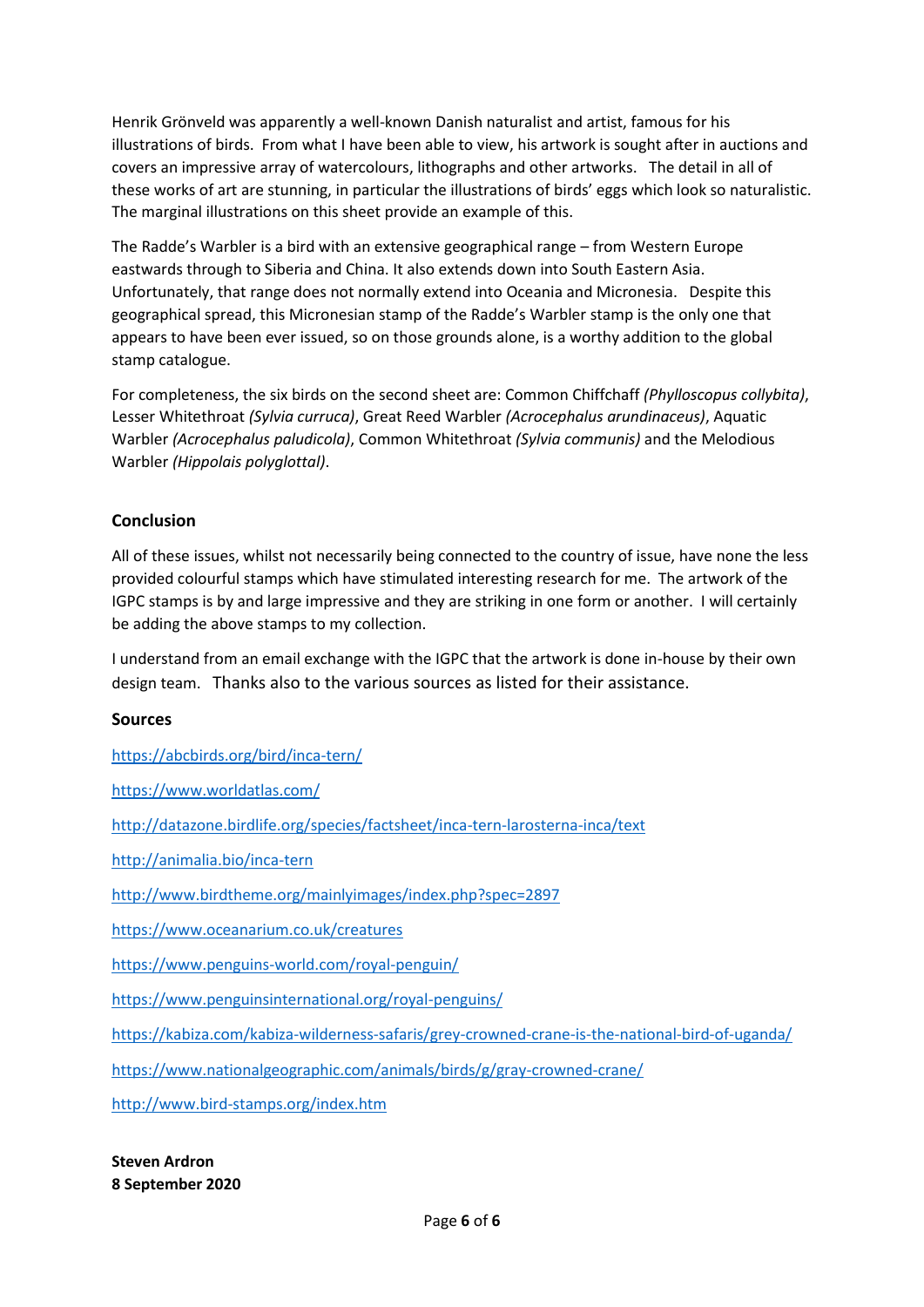Henrik Grönveld was apparently a well-known Danish naturalist and artist, famous for his illustrations of birds. From what I have been able to view, his artwork is sought after in auctions and covers an impressive array of watercolours, lithographs and other artworks. The detail in all of these works of art are stunning, in particular the illustrations of birds' eggs which look so naturalistic. The marginal illustrations on this sheet provide an example of this.

The Radde's Warbler is a bird with an extensive geographical range – from Western Europe eastwards through to Siberia and China. It also extends down into South Eastern Asia. Unfortunately, that range does not normally extend into Oceania and Micronesia. Despite this geographical spread, this Micronesian stamp of the Radde's Warbler stamp is the only one that appears to have been ever issued, so on those grounds alone, is a worthy addition to the global stamp catalogue.

For completeness, the six birds on the second sheet are: Common Chiffchaff *(Phylloscopus collybita)*, Lesser Whitethroat *(Sylvia curruca)*, Great Reed Warbler *(Acrocephalus arundinaceus)*, Aquatic Warbler *(Acrocephalus paludicola)*, Common Whitethroat *(Sylvia communis)* and the Melodious Warbler *(Hippolais polyglottal)*.

## Conclusion

All of these issues, whilst not necessarily being connected to the country of issue, have none the less provided colourful stamps which have stimulated interesting research for me. The artwork of the IGPC stamps is by and large impressive and they are striking in one form or another. I will certainly be adding the above stamps to my collection.

I understand from an email exchange with the IGPC that the artwork is done in-house by their own design team. Thanks also to the various sources as listed for their assistance.

## Sources

https://abcbirds.org/bird/inca-tern/

https://www.worldatlas.com/

http://datazone.birdlife.org/species/factsheet/inca-tern-larosterna-inca/text

http://animalia.bio/inca-tern

http://www.birdtheme.org/mainlyimages/index.php?spec=2897

https://www.oceanarium.co.uk/creatures

https://www.penguins-world.com/royal-penguin/

https://www.penguinsinternational.org/royal-penguins/

https://kabiza.com/kabiza-wilderness-safaris/grey-crowned-crane-is-the-national-bird-of-uganda/

https://www.nationalgeographic.com/animals/birds/g/gray-crowned-crane/

http://www.bird-stamps.org/index.htm

**Steven Ardron**
**8 September 2020**